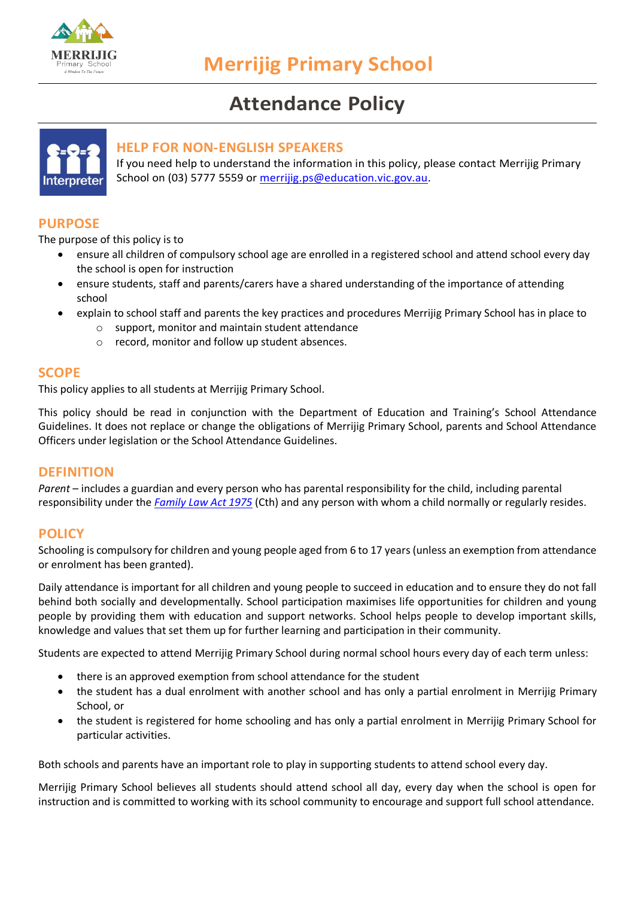# Merrijig Primary School

# Attendance Policy

## HELP FOR NON-ENGLISH SPEAKERS

If you need help to understand the information in this policy, please contact Merrijig Primary School on (03) 5777 5559 or merrijig.ps@education.vic.gov.au.

## PURPOSE

The purpose of this policy is to

- ensure all children of compulsory school age are enrolled in a registered school and attend school every day the school is open for instruction
- ensure students, staff and parents/carers have a shared understanding of the importance of attending school
- explain to school staff and parents the key practices and procedures Merrijig Primary School has in place to
  - support, monitor and maintain student attendance
  - record, monitor and follow up student absences.

## SCOPE

This policy applies to all students at Merrijig Primary School.

This policy should be read in conjunction with the Department of Education and Training's School Attendance Guidelines. It does not replace or change the obligations of Merrijig Primary School, parents and School Attendance Officers under legislation or the School Attendance Guidelines.

## DEFINITION

*Parent* – includes a guardian and every person who has parental responsibility for the child, including parental responsibility under the *Family Law Act 1975* (Cth) and any person with whom a child normally or regularly resides.

## POLICY

Schooling is compulsory for children and young people aged from 6 to 17 years (unless an exemption from attendance or enrolment has been granted).

Daily attendance is important for all children and young people to succeed in education and to ensure they do not fall behind both socially and developmentally. School participation maximises life opportunities for children and young people by providing them with education and support networks. School helps people to develop important skills, knowledge and values that set them up for further learning and participation in their community.

Students are expected to attend Merrijig Primary School during normal school hours every day of each term unless:

- there is an approved exemption from school attendance for the student
- the student has a dual enrolment with another school and has only a partial enrolment in Merrijig Primary School, or
- the student is registered for home schooling and has only a partial enrolment in Merrijig Primary School for particular activities.

Both schools and parents have an important role to play in supporting students to attend school every day.

Merrijig Primary School believes all students should attend school all day, every day when the school is open for instruction and is committed to working with its school community to encourage and support full school attendance.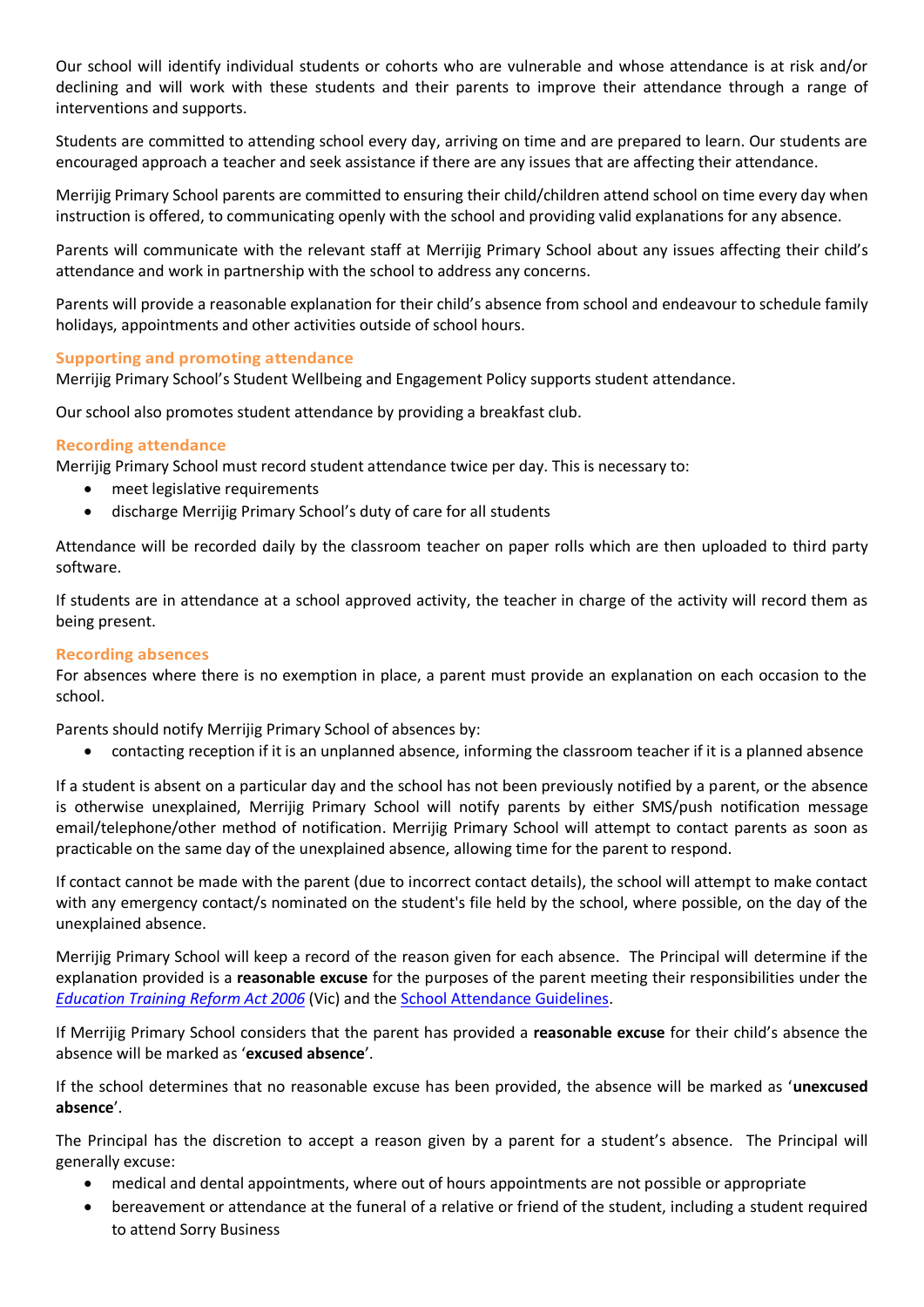Our school will identify individual students or cohorts who are vulnerable and whose attendance is at risk and/or declining and will work with these students and their parents to improve their attendance through a range of interventions and supports.

Students are committed to attending school every day, arriving on time and are prepared to learn. Our students are encouraged approach a teacher and seek assistance if there are any issues that are affecting their attendance.

Merrijig Primary School parents are committed to ensuring their child/children attend school on time every day when instruction is offered, to communicating openly with the school and providing valid explanations for any absence.

Parents will communicate with the relevant staff at Merrijig Primary School about any issues affecting their child's attendance and work in partnership with the school to address any concerns.

Parents will provide a reasonable explanation for their child's absence from school and endeavour to schedule family holidays, appointments and other activities outside of school hours.

## Supporting and promoting attendance

Merrijig Primary School's Student Wellbeing and Engagement Policy supports student attendance.

Our school also promotes student attendance by providing a breakfast club.

## Recording attendance

Merrijig Primary School must record student attendance twice per day. This is necessary to:

- meet legislative requirements
- discharge Merrijig Primary School's duty of care for all students

Attendance will be recorded daily by the classroom teacher on paper rolls which are then uploaded to third party software.

If students are in attendance at a school approved activity, the teacher in charge of the activity will record them as being present.

## Recording absences

For absences where there is no exemption in place, a parent must provide an explanation on each occasion to the school.

Parents should notify Merrijig Primary School of absences by:

- contacting reception if it is an unplanned absence, informing the classroom teacher if it is a planned absence

If a student is absent on a particular day and the school has not been previously notified by a parent, or the absence is otherwise unexplained, Merrijig Primary School will notify parents by either SMS/push notification message email/telephone/other method of notification. Merrijig Primary School will attempt to contact parents as soon as practicable on the same day of the unexplained absence, allowing time for the parent to respond.

If contact cannot be made with the parent (due to incorrect contact details), the school will attempt to make contact with any emergency contact/s nominated on the student's file held by the school, where possible, on the day of the unexplained absence.

Merrijig Primary School will keep a record of the reason given for each absence. The Principal will determine if the explanation provided is a **reasonable excuse** for the purposes of the parent meeting their responsibilities under the *Education Training Reform Act 2006* (Vic) and the School Attendance Guidelines.

If Merrijig Primary School considers that the parent has provided a **reasonable excuse** for their child's absence the absence will be marked as '**excused absence**'.

If the school determines that no reasonable excuse has been provided, the absence will be marked as '**unexcused absence**'.

The Principal has the discretion to accept a reason given by a parent for a student's absence. The Principal will generally excuse:

- medical and dental appointments, where out of hours appointments are not possible or appropriate
- bereavement or attendance at the funeral of a relative or friend of the student, including a student required to attend Sorry Business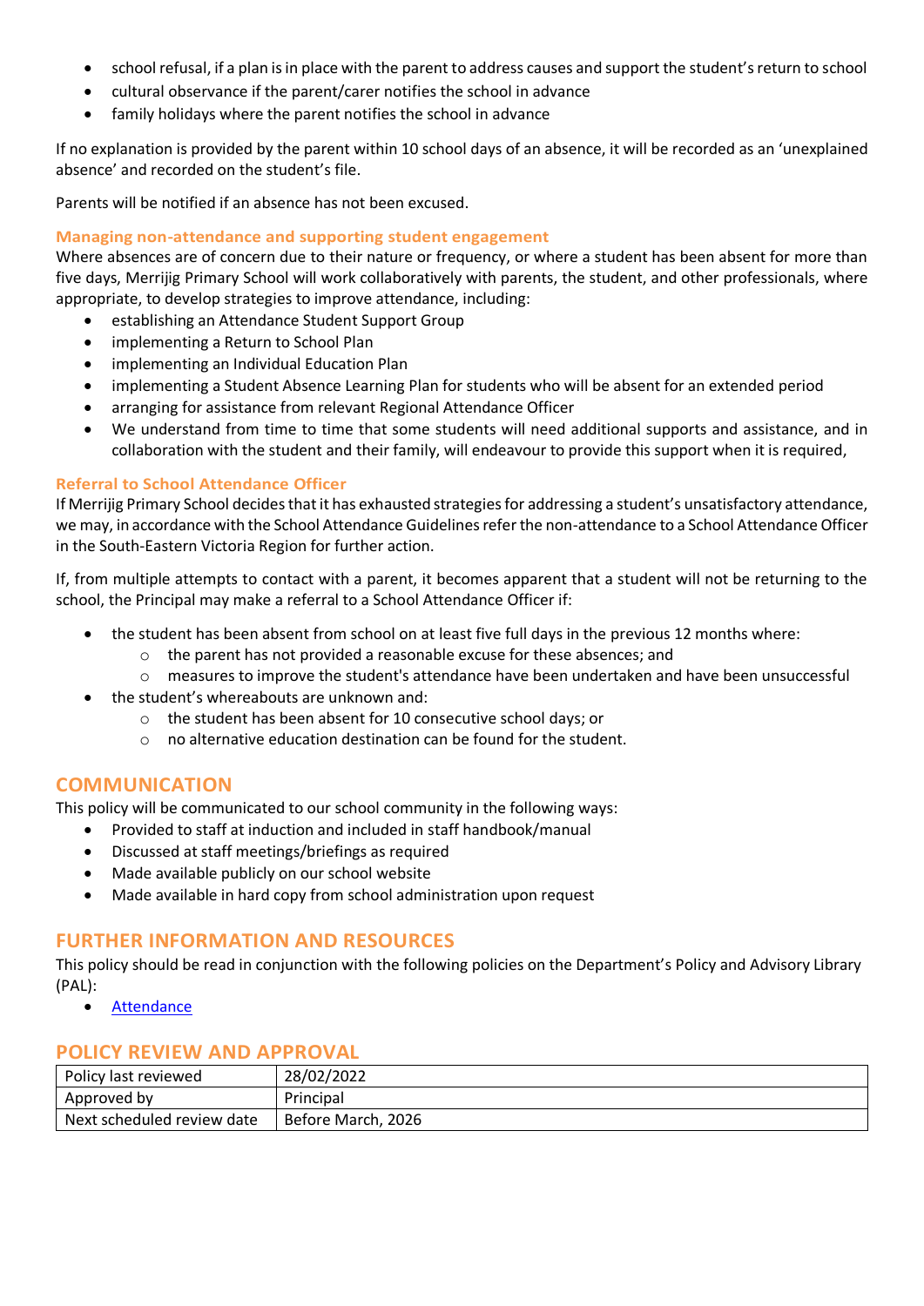- school refusal, if a plan is in place with the parent to address causes and support the student's return to school
- cultural observance if the parent/carer notifies the school in advance
- family holidays where the parent notifies the school in advance

If no explanation is provided by the parent within 10 school days of an absence, it will be recorded as an 'unexplained absence' and recorded on the student's file.

Parents will be notified if an absence has not been excused.

### Managing non-attendance and supporting student engagement

Where absences are of concern due to their nature or frequency, or where a student has been absent for more than five days, Merrijig Primary School will work collaboratively with parents, the student, and other professionals, where appropriate, to develop strategies to improve attendance, including:

- establishing an Attendance Student Support Group
- implementing a Return to School Plan
- implementing an Individual Education Plan
- implementing a Student Absence Learning Plan for students who will be absent for an extended period
- arranging for assistance from relevant Regional Attendance Officer
- We understand from time to time that some students will need additional supports and assistance, and in collaboration with the student and their family, will endeavour to provide this support when it is required,

### Referral to School Attendance Officer

If Merrijig Primary School decides that it has exhausted strategies for addressing a student's unsatisfactory attendance, we may, in accordance with the School Attendance Guidelines refer the non-attendance to a School Attendance Officer in the South-Eastern Victoria Region for further action.

If, from multiple attempts to contact with a parent, it becomes apparent that a student will not be returning to the school, the Principal may make a referral to a School Attendance Officer if:

- the student has been absent from school on at least five full days in the previous 12 months where:
  - the parent has not provided a reasonable excuse for these absences; and
  - measures to improve the student's attendance have been undertaken and have been unsuccessful
- the student's whereabouts are unknown and:
  - the student has been absent for 10 consecutive school days; or
  - no alternative education destination can be found for the student.

## COMMUNICATION

This policy will be communicated to our school community in the following ways:

- Provided to staff at induction and included in staff handbook/manual
- Discussed at staff meetings/briefings as required
- Made available publicly on our school website
- Made available in hard copy from school administration upon request

## FURTHER INFORMATION AND RESOURCES

This policy should be read in conjunction with the following policies on the Department's Policy and Advisory Library (PAL):

- Attendance

## POLICY REVIEW AND APPROVAL

| | |
|---|---|
| Policy last reviewed | 28/02/2022 |
| Approved by | Principal |
| Next scheduled review date | Before March, 2026 |